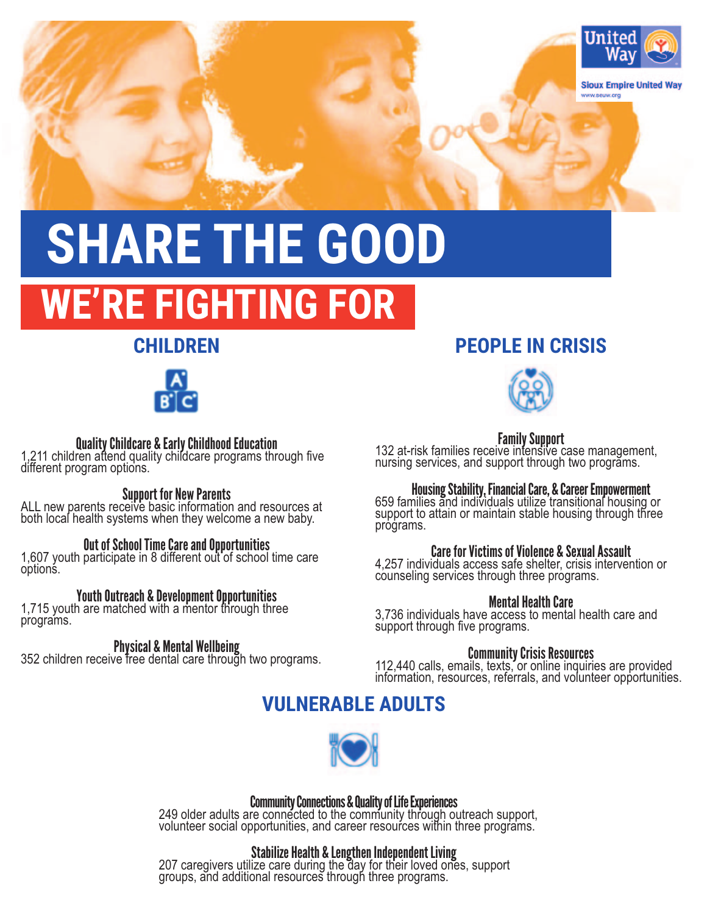United Way

Sioux Empire United Way
www.seuw.org

# SHARE THE GOOD

# WE'RE FIGHTING FOR

## CHILDREN

### Quality Childcare & Early Childhood Education
1,211 children attend quality childcare programs through five different program options.

### Support for New Parents
ALL new parents receive basic information and resources at both local health systems when they welcome a new baby.

### Out of School Time Care and Opportunities
1,607 youth participate in 8 different out of school time care options.

### Youth Outreach & Development Opportunities
1,715 youth are matched with a mentor through three programs.

### Physical & Mental Wellbeing
352 children receive free dental care through two programs.

## PEOPLE IN CRISIS

### Family Support
132 at-risk families receive intensive case management, nursing services, and support through two programs.

### Housing Stability, Financial Care, & Career Empowerment
659 families and individuals utilize transitional housing or support to attain or maintain stable housing through three programs.

### Care for Victims of Violence & Sexual Assault
4,257 individuals access safe shelter, crisis intervention or counseling services through three programs.

### Mental Health Care
3,736 individuals have access to mental health care and support through five programs.

### Community Crisis Resources
112,440 calls, emails, texts, or online inquiries are provided information, resources, referrals, and volunteer opportunities.

## VULNERABLE ADULTS

### Community Connections & Quality of Life Experiences
249 older adults are connected to the community through outreach support, volunteer social opportunities, and career resources within three programs.

### Stabilize Health & Lengthen Independent Living
207 caregivers utilize care during the day for their loved ones, support groups, and additional resources through three programs.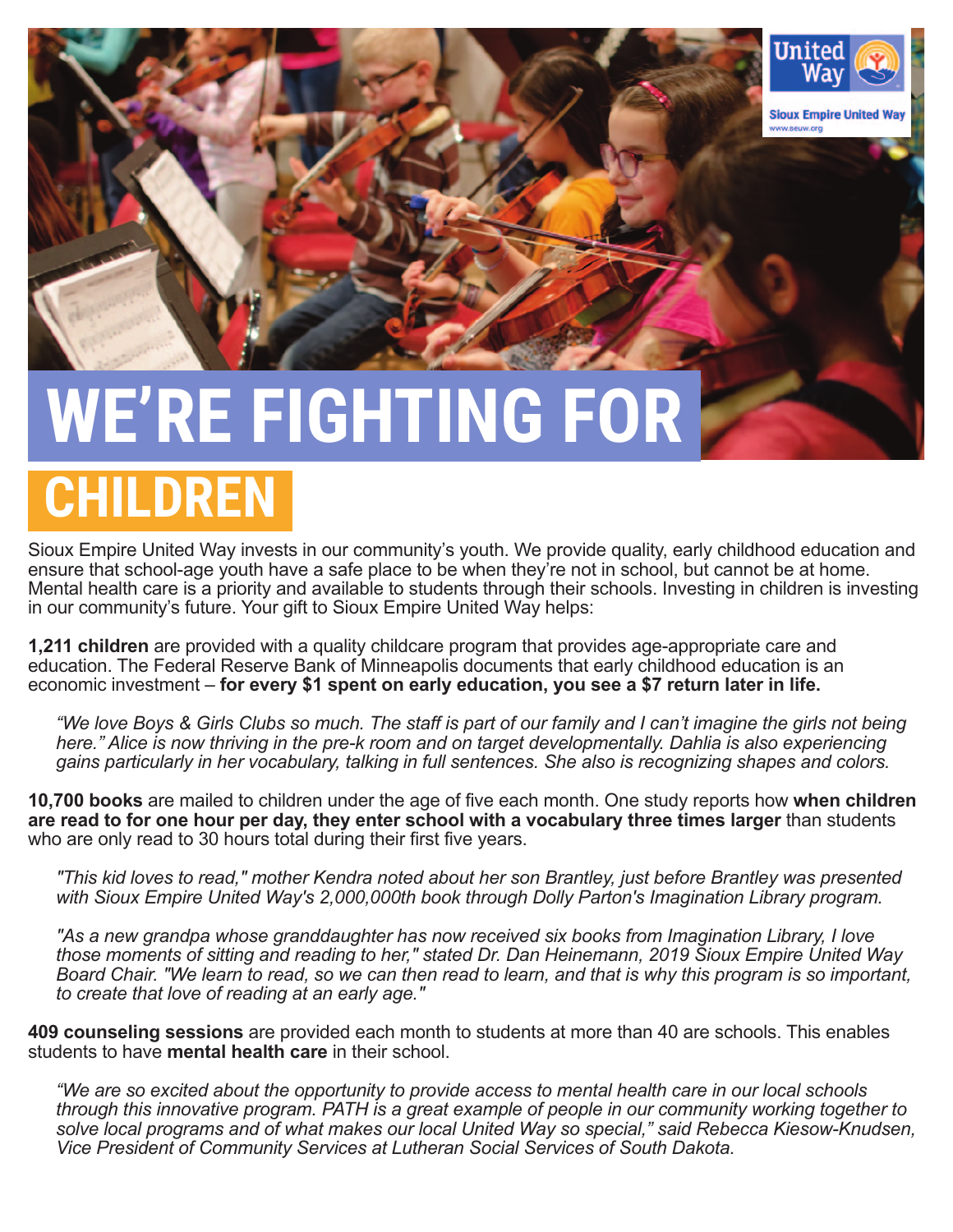# WE'RE FIGHTING FOR CHILDREN

Sioux Empire United Way invests in our community's youth. We provide quality, early childhood education and ensure that school-age youth have a safe place to be when they're not in school, but cannot be at home. Mental health care is a priority and available to students through their schools. Investing in children is investing in our community's future. Your gift to Sioux Empire United Way helps:

**1,211 children** are provided with a quality childcare program that provides age-appropriate care and education. The Federal Reserve Bank of Minneapolis documents that early childhood education is an economic investment – **for every $1 spent on early education, you see a $7 return later in life.**

> *"We love Boys & Girls Clubs so much. The staff is part of our family and I can't imagine the girls not being here." Alice is now thriving in the pre-k room and on target developmentally. Dahlia is also experiencing gains particularly in her vocabulary, talking in full sentences. She also is recognizing shapes and colors.*

**10,700 books** are mailed to children under the age of five each month. One study reports how **when children are read to for one hour per day, they enter school with a vocabulary three times larger** than students who are only read to 30 hours total during their first five years.

> *"This kid loves to read," mother Kendra noted about her son Brantley, just before Brantley was presented with Sioux Empire United Way's 2,000,000th book through Dolly Parton's Imagination Library program.*

> *"As a new grandpa whose granddaughter has now received six books from Imagination Library, I love those moments of sitting and reading to her," stated Dr. Dan Heinemann, 2019 Sioux Empire United Way Board Chair. "We learn to read, so we can then read to learn, and that is why this program is so important, to create that love of reading at an early age."*

**409 counseling sessions** are provided each month to students at more than 40 are schools. This enables students to have **mental health care** in their school.

> *"We are so excited about the opportunity to provide access to mental health care in our local schools through this innovative program. PATH is a great example of people in our community working together to solve local programs and of what makes our local United Way so special," said Rebecca Kiesow-Knudsen, Vice President of Community Services at Lutheran Social Services of South Dakota.*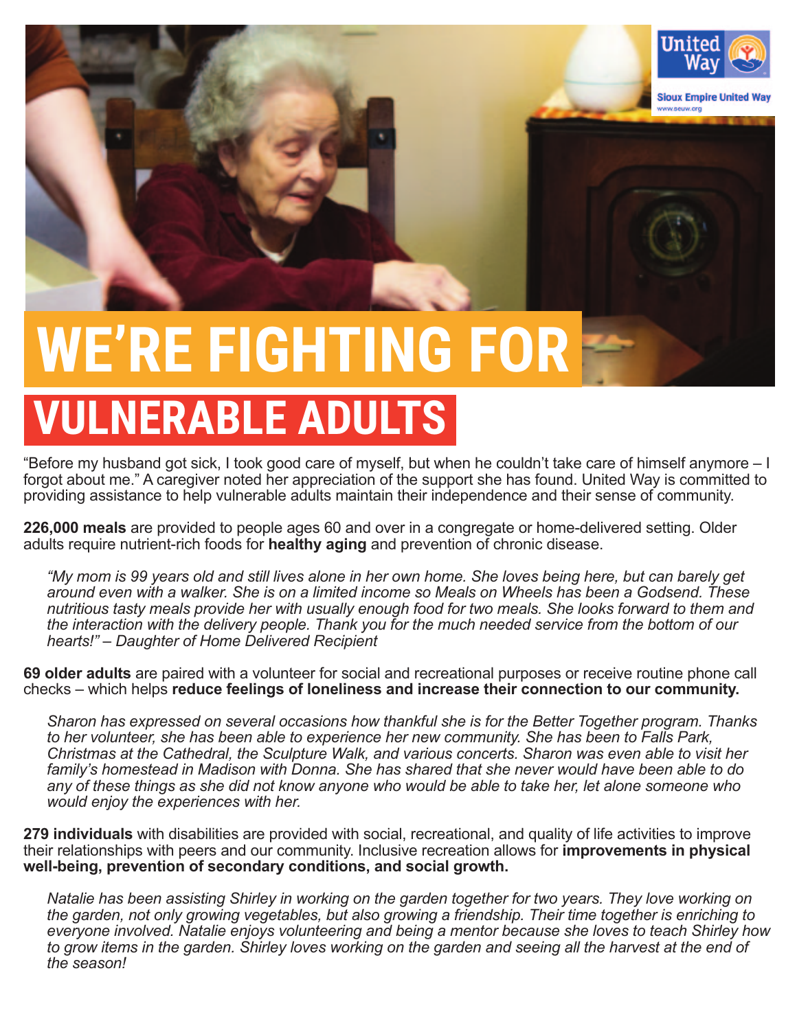United Way

Sioux Empire United Way
www.seuw.org

# WE'RE FIGHTING FOR VULNERABLE ADULTS

"Before my husband got sick, I took good care of myself, but when he couldn't take care of himself anymore – I forgot about me." A caregiver noted her appreciation of the support she has found. United Way is committed to providing assistance to help vulnerable adults maintain their independence and their sense of community.

**226,000 meals** are provided to people ages 60 and over in a congregate or home-delivered setting. Older adults require nutrient-rich foods for **healthy aging** and prevention of chronic disease.

> *"My mom is 99 years old and still lives alone in her own home. She loves being here, but can barely get around even with a walker. She is on a limited income so Meals on Wheels has been a Godsend. These nutritious tasty meals provide her with usually enough food for two meals. She looks forward to them and the interaction with the delivery people. Thank you for the much needed service from the bottom of our hearts!" – Daughter of Home Delivered Recipient*

**69 older adults** are paired with a volunteer for social and recreational purposes or receive routine phone call checks – which helps **reduce feelings of loneliness and increase their connection to our community.**

> *Sharon has expressed on several occasions how thankful she is for the Better Together program. Thanks to her volunteer, she has been able to experience her new community. She has been to Falls Park, Christmas at the Cathedral, the Sculpture Walk, and various concerts. Sharon was even able to visit her family's homestead in Madison with Donna. She has shared that she never would have been able to do any of these things as she did not know anyone who would be able to take her, let alone someone who would enjoy the experiences with her.*

**279 individuals** with disabilities are provided with social, recreational, and quality of life activities to improve their relationships with peers and our community. Inclusive recreation allows for **improvements in physical well-being, prevention of secondary conditions, and social growth.**

> *Natalie has been assisting Shirley in working on the garden together for two years. They love working on the garden, not only growing vegetables, but also growing a friendship. Their time together is enriching to everyone involved. Natalie enjoys volunteering and being a mentor because she loves to teach Shirley how to grow items in the garden. Shirley loves working on the garden and seeing all the harvest at the end of the season!*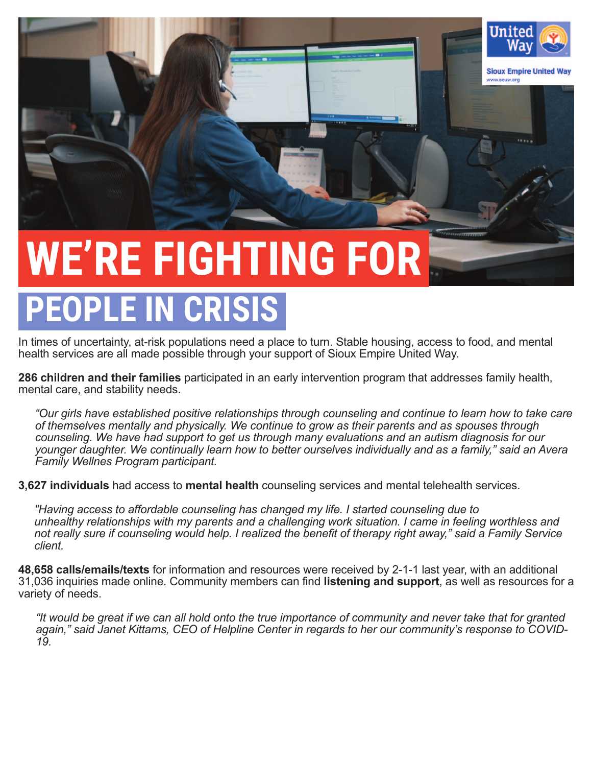United Way

Sioux Empire United Way
www.seuw.org

# WE'RE FIGHTING FOR PEOPLE IN CRISIS

In times of uncertainty, at-risk populations need a place to turn. Stable housing, access to food, and mental health services are all made possible through your support of Sioux Empire United Way.

**286 children and their families** participated in an early intervention program that addresses family health, mental care, and stability needs.

> *"Our girls have established positive relationships through counseling and continue to learn how to take care of themselves mentally and physically. We continue to grow as their parents and as spouses through counseling. We have had support to get us through many evaluations and an autism diagnosis for our younger daughter. We continually learn how to better ourselves individually and as a family," said an Avera Family Wellnes Program participant.*

**3,627 individuals** had access to **mental health** counseling services and mental telehealth services.

> *"Having access to affordable counseling has changed my life. I started counseling due to unhealthy relationships with my parents and a challenging work situation. I came in feeling worthless and not really sure if counseling would help. I realized the benefit of therapy right away," said a Family Service client.*

**48,658 calls/emails/texts** for information and resources were received by 2-1-1 last year, with an additional 31,036 inquiries made online. Community members can find **listening and support**, as well as resources for a variety of needs.

> *"It would be great if we can all hold onto the true importance of community and never take that for granted again," said Janet Kittams, CEO of Helpline Center in regards to her our community's response to COVID-19.*